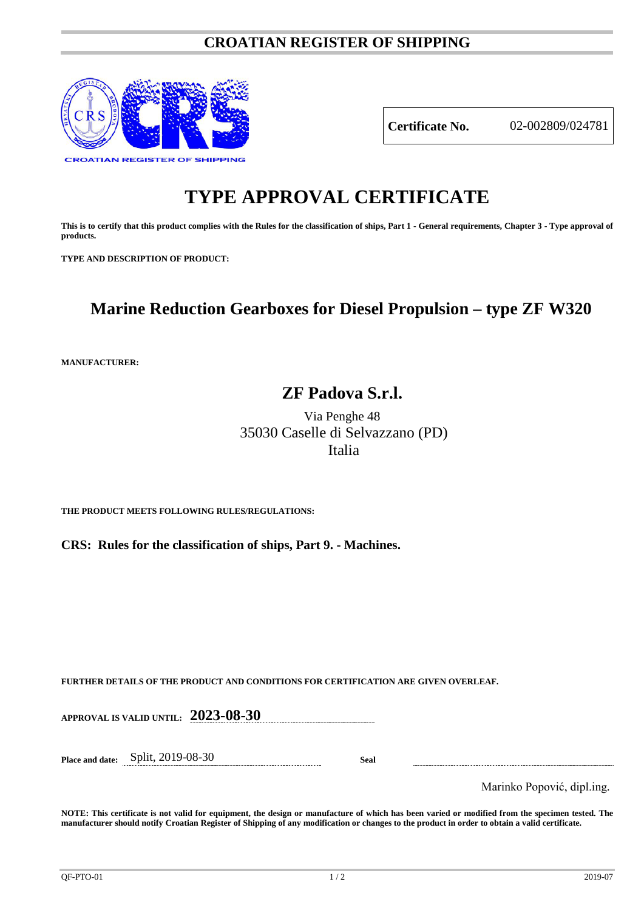# CROATIAN REGISTER OF SHIPPING

CROATIAN REGISTER OF SHIPPING

| **Certificate No.** | 02-002809/024781 |
|---|---|

# TYPE APPROVAL CERTIFICATE

**This is to certify that this product complies with the Rules for the classification of ships, Part 1 - General requirements, Chapter 3 - Type approval of products.**

**TYPE AND DESCRIPTION OF PRODUCT:**

## Marine Reduction Gearboxes for Diesel Propulsion – type ZF W320

**MANUFACTURER:**

## ZF Padova S.r.l.

Via Penghe 48
35030 Caselle di Selvazzano (PD)
Italia

**THE PRODUCT MEETS FOLLOWING RULES/REGULATIONS:**

**CRS: Rules for the classification of ships, Part 9. - Machines.**

**FURTHER DETAILS OF THE PRODUCT AND CONDITIONS FOR CERTIFICATION ARE GIVEN OVERLEAF.**

**APPROVAL IS VALID UNTIL:** **2023-08-30**

**Place and date:** Split, 2019-08-30

**Seal**

Marinko Popović, dipl.ing.

**NOTE: This certificate is not valid for equipment, the design or manufacture of which has been varied or modified from the specimen tested. The manufacturer should notify Croatian Register of Shipping of any modification or changes to the product in order to obtain a valid certificate.**

QF-PTO-01 2019-07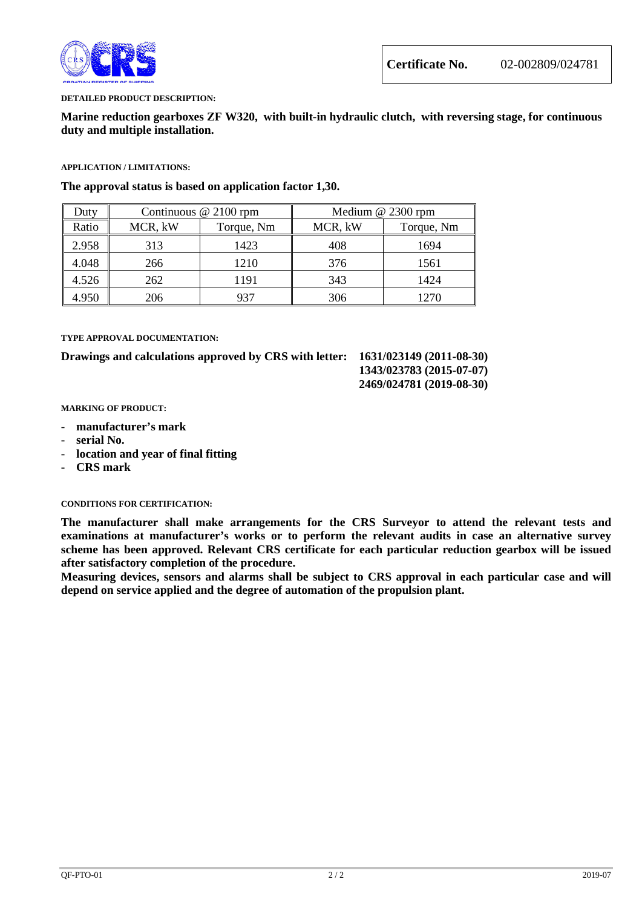**Certificate No.** 02-002809/024781

**DETAILED PRODUCT DESCRIPTION:**

**Marine reduction gearboxes ZF W320, with built-in hydraulic clutch, with reversing stage, for continuous duty and multiple installation.**

**APPLICATION / LIMITATIONS:**

**The approval status is based on application factor 1,30.**

| Duty | Continuous @ 2100 rpm | | Medium @ 2300 rpm | |
|---|---|---|---|---|
| Ratio | MCR, kW | Torque, Nm | MCR, kW | Torque, Nm |
| 2.958 | 313 | 1423 | 408 | 1694 |
| 4.048 | 266 | 1210 | 376 | 1561 |
| 4.526 | 262 | 1191 | 343 | 1424 |
| 4.950 | 206 | 937 | 306 | 1270 |

**TYPE APPROVAL DOCUMENTATION:**

**Drawings and calculations approved by CRS with letter:** **1631/023149 (2011-08-30)**
**1343/023783 (2015-07-07)**
**2469/024781 (2019-08-30)**

**MARKING OF PRODUCT:**

- **manufacturer's mark**
- **serial No.**
- **location and year of final fitting**
- **CRS mark**

**CONDITIONS FOR CERTIFICATION:**

**The manufacturer shall make arrangements for the CRS Surveyor to attend the relevant tests and examinations at manufacturer's works or to perform the relevant audits in case an alternative survey scheme has been approved. Relevant CRS certificate for each particular reduction gearbox will be issued after satisfactory completion of the procedure.**
**Measuring devices, sensors and alarms shall be subject to CRS approval in each particular case and will depend on service applied and the degree of automation of the propulsion plant.**